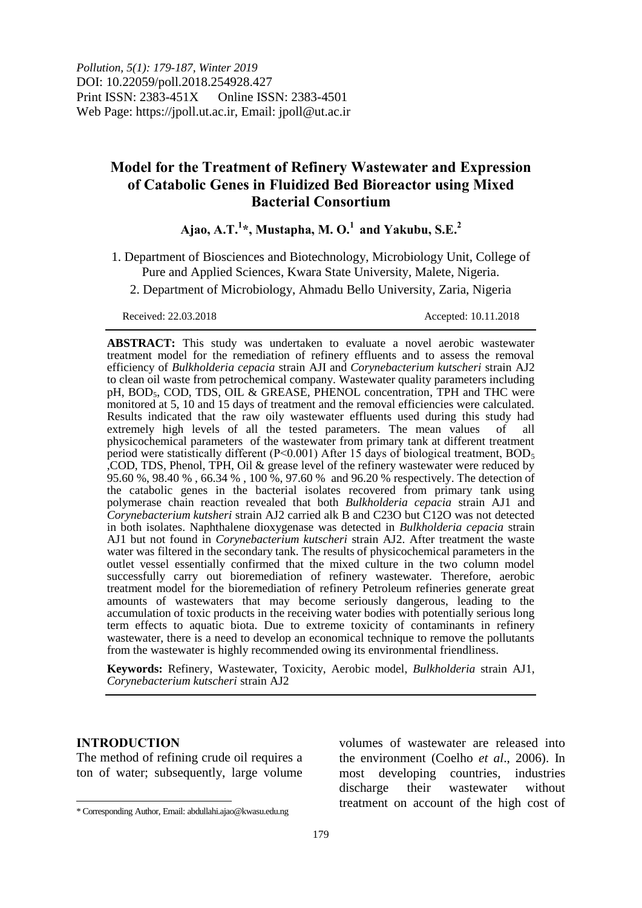Pollution, 5(1): 179-187, Winter 2019
DOI: 10.22059/poll.2018.254928.427
Print ISSN: 2383-451X Online ISSN: 2383-4501
Web Page: https://jpoll.ut.ac.ir, Email: jpoll@ut.ac.ir

# Model for the Treatment of Refinery Wastewater and Expression of Catabolic Genes in Fluidized Bed Bioreactor using Mixed Bacterial Consortium

**Ajao, A.T.[1]*, Mustapha, M. O.[1] and Yakubu, S.E.[2]**

1. Department of Biosciences and Biotechnology, Microbiology Unit, College of Pure and Applied Sciences, Kwara State University, Malete, Nigeria.
2. Department of Microbiology, Ahmadu Bello University, Zaria, Nigeria

Received: 22.03.2018 Accepted: 10.11.2018

**ABSTRACT:** This study was undertaken to evaluate a novel aerobic wastewater treatment model for the remediation of refinery effluents and to assess the removal efficiency of *Bulkholderia cepacia* strain AJI and *Corynebacterium kutscheri* strain AJ2 to clean oil waste from petrochemical company. Wastewater quality parameters including pH, $BOD_5$, COD, TDS, OIL & GREASE, PHENOL concentration, TPH and THC were monitored at 5, 10 and 15 days of treatment and the removal efficiencies were calculated. Results indicated that the raw oily wastewater effluents used during this study had extremely high levels of all the tested parameters. The mean values of all physicochemical parameters of the wastewater from primary tank at different treatment period were statistically different (P<0.001) After 15 days of biological treatment, $BOD_5$ ,COD, TDS, Phenol, TPH, Oil & grease level of the refinery wastewater were reduced by 95.60 %, 98.40 % , 66.34 % , 100 %, 97.60 % and 96.20 % respectively. The detection of the catabolic genes in the bacterial isolates recovered from primary tank using polymerase chain reaction revealed that both *Bulkholderia cepacia* strain AJ1 and *Corynebacterium kutsheri* strain AJ2 carried alk B and C23O but C12O was not detected in both isolates. Naphthalene dioxygenase was detected in *Bulkholderia cepacia* strain AJ1 but not found in *Corynebacterium kutscheri* strain AJ2. After treatment the waste water was filtered in the secondary tank. The results of physicochemical parameters in the outlet vessel essentially confirmed that the mixed culture in the two column model successfully carry out bioremediation of refinery wastewater. Therefore, aerobic treatment model for the bioremediation of refinery Petroleum refineries generate great amounts of wastewaters that may become seriously dangerous, leading to the accumulation of toxic products in the receiving water bodies with potentially serious long term effects to aquatic biota. Due to extreme toxicity of contaminants in refinery wastewater, there is a need to develop an economical technique to remove the pollutants from the wastewater is highly recommended owing its environmental friendliness.

**Keywords:** Refinery, Wastewater, Toxicity, Aerobic model, *Bulkholderia* strain AJ1, *Corynebacterium kutscheri* strain AJ2

## INTRODUCTION

The method of refining crude oil requires a ton of water; subsequently, large volume volumes of wastewater are released into the environment (Coelho *et al*., 2006). In most developing countries, industries discharge their wastewater without treatment on account of the high cost of

\* Corresponding Author, Email: abdullahi.ajao@kwasu.edu.ng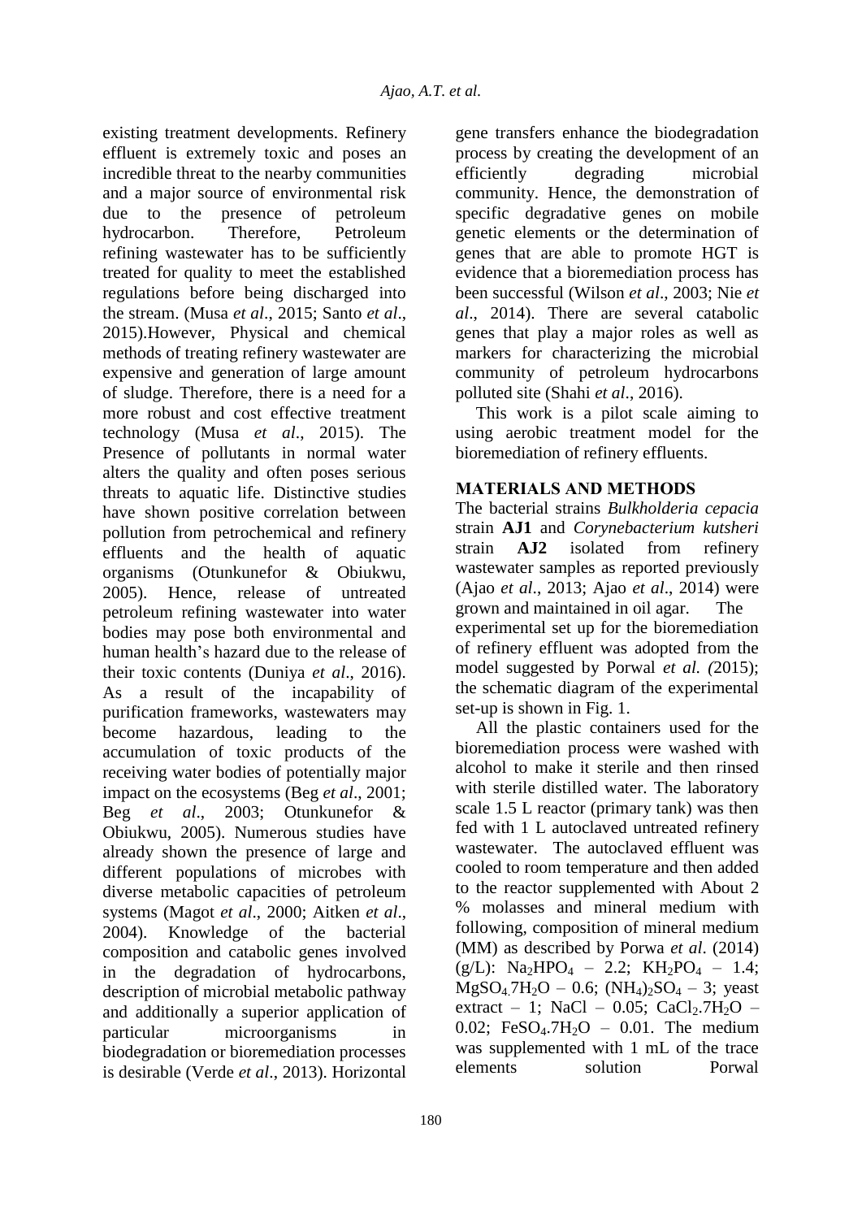existing treatment developments. Refinery effluent is extremely toxic and poses an incredible threat to the nearby communities and a major source of environmental risk due to the presence of petroleum hydrocarbon. Therefore, Petroleum refining wastewater has to be sufficiently treated for quality to meet the established regulations before being discharged into the stream. (Musa *et al*., 2015; Santo *et al*., 2015).However, Physical and chemical methods of treating refinery wastewater are expensive and generation of large amount of sludge. Therefore, there is a need for a more robust and cost effective treatment technology (Musa *et al*., 2015). The Presence of pollutants in normal water alters the quality and often poses serious threats to aquatic life. Distinctive studies have shown positive correlation between pollution from petrochemical and refinery effluents and the health of aquatic organisms (Otunkunefor & Obiukwu, 2005). Hence, release of untreated petroleum refining wastewater into water bodies may pose both environmental and human health's hazard due to the release of their toxic contents (Duniya *et al*., 2016). As a result of the incapability of purification frameworks, wastewaters may become hazardous, leading to the accumulation of toxic products of the receiving water bodies of potentially major impact on the ecosystems (Beg *et al*., 2001; Beg *et al*., 2003; Otunkunefor & Obiukwu, 2005). Numerous studies have already shown the presence of large and different populations of microbes with diverse metabolic capacities of petroleum systems (Magot *et al*., 2000; Aitken *et al*., 2004). Knowledge of the bacterial composition and catabolic genes involved in the degradation of hydrocarbons, description of microbial metabolic pathway and additionally a superior application of particular microorganisms in biodegradation or bioremediation processes is desirable (Verde *et al*., 2013). Horizontal gene transfers enhance the biodegradation process by creating the development of an efficiently degrading microbial community. Hence, the demonstration of specific degradative genes on mobile genetic elements or the determination of genes that are able to promote HGT is evidence that a bioremediation process has been successful (Wilson *et al*., 2003; Nie *et al*., 2014). There are several catabolic genes that play a major roles as well as markers for characterizing the microbial community of petroleum hydrocarbons polluted site (Shahi *et al*., 2016).

This work is a pilot scale aiming to using aerobic treatment model for the bioremediation of refinery effluents.

## MATERIALS AND METHODS

The bacterial strains *Bulkholderia cepacia* strain **AJ1** and *Corynebacterium kutsheri* strain **AJ2** isolated from refinery wastewater samples as reported previously (Ajao *et al*., 2013; Ajao *et al*., 2014) were grown and maintained in oil agar. The experimental set up for the bioremediation of refinery effluent was adopted from the model suggested by Porwal *et al. (*2015); the schematic diagram of the experimental set-up is shown in Fig. 1.

All the plastic containers used for the bioremediation process were washed with alcohol to make it sterile and then rinsed with sterile distilled water. The laboratory scale 1.5 L reactor (primary tank) was then fed with 1 L autoclaved untreated refinery wastewater. The autoclaved effluent was cooled to room temperature and then added to the reactor supplemented with About 2 % molasses and mineral medium with following, composition of mineral medium (MM) as described by Porwa *et al*. (2014) (g/L): $Na_2HPO_4$ – 2.2; $KH_2PO_4$ – 1.4; $MgSO_4.7H_2O$ – 0.6; $(NH_4)_2SO_4$ – 3; yeast extract – 1; NaCl – 0.05; $CaCl_2.7H_2O$ – 0.02; $FeSO_4.7H_2O$ – 0.01. The medium was supplemented with 1 mL of the trace elements solution Porwal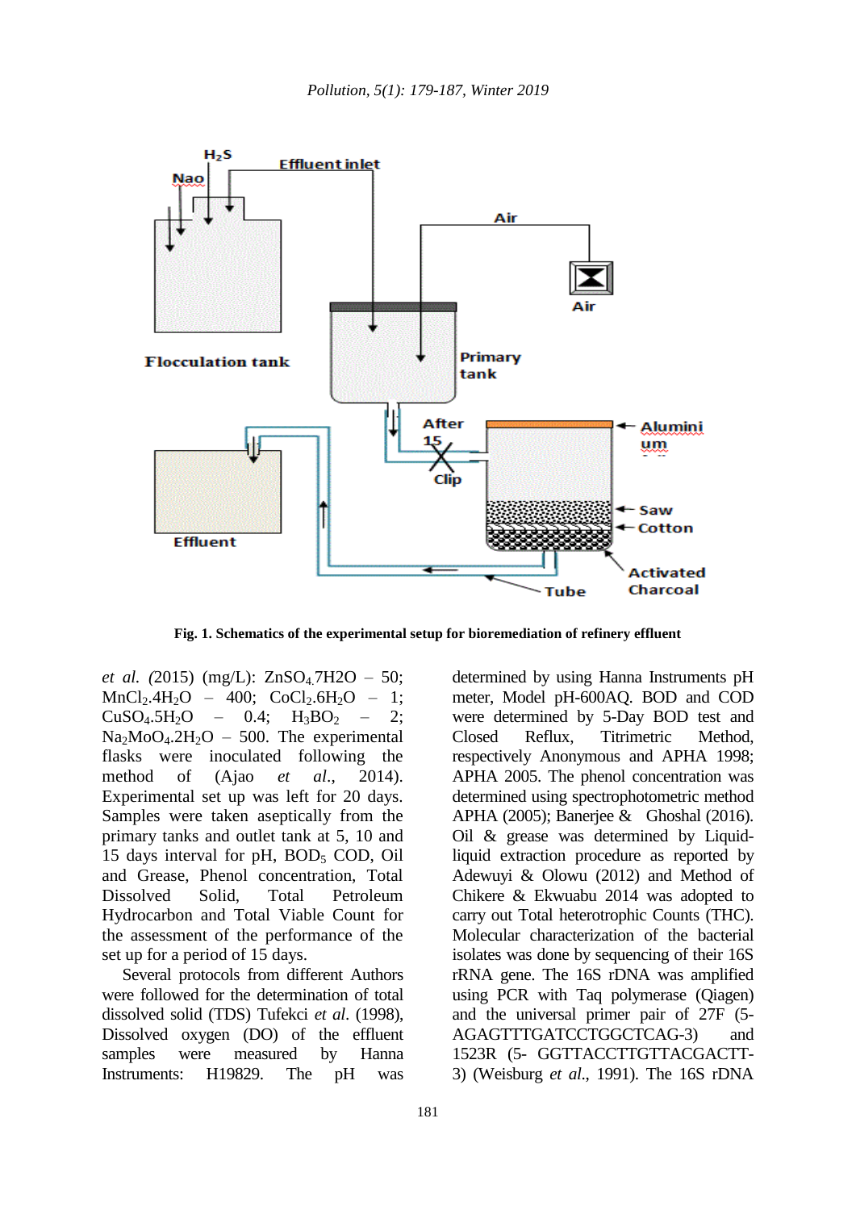**Fig. 1. Schematics of the experimental setup for bioremediation of refinery effluent**

*et al. (*2015) (mg/L): $ZnSO_4.7H2O$ – 50; $MnCl_2.4H_2O$ – 400; $CoCl_2.6H_2O$ – 1; $CuSO_4.5H_2O$ – 0.4; $H_3BO_2$ – 2; $Na_2MoO_4.2H_2O$ – 500. The experimental flasks were inoculated following the method of (Ajao *et al*., 2014). Experimental set up was left for 20 days. Samples were taken aseptically from the primary tanks and outlet tank at 5, 10 and 15 days interval for pH, $BOD_5$ COD, Oil and Grease, Phenol concentration, Total Dissolved Solid, Total Petroleum Hydrocarbon and Total Viable Count for the assessment of the performance of the set up for a period of 15 days.

Several protocols from different Authors were followed for the determination of total dissolved solid (TDS) Tufekci *et al*. (1998), Dissolved oxygen (DO) of the effluent samples were measured by Hanna Instruments: H19829. The pH was determined by using Hanna Instruments pH meter, Model pH-600AQ. BOD and COD were determined by 5-Day BOD test and Closed Reflux, Titrimetric Method, respectively Anonymous and APHA 1998; APHA 2005. The phenol concentration was determined using spectrophotometric method APHA (2005); Banerjee & Ghoshal (2016). Oil & grease was determined by Liquid-liquid extraction procedure as reported by Adewuyi & Olowu (2012) and Method of Chikere & Ekwuabu 2014 was adopted to carry out Total heterotrophic Counts (THC). Molecular characterization of the bacterial isolates was done by sequencing of their 16S rRNA gene. The 16S rDNA was amplified using PCR with Taq polymerase (Qiagen) and the universal primer pair of 27F (5-AGAGTTTGATCCTGGCTCAG-3) and 1523R (5- GGTTACCTTGTTACGACTT-3) (Weisburg *et al*., 1991). The 16S rDNA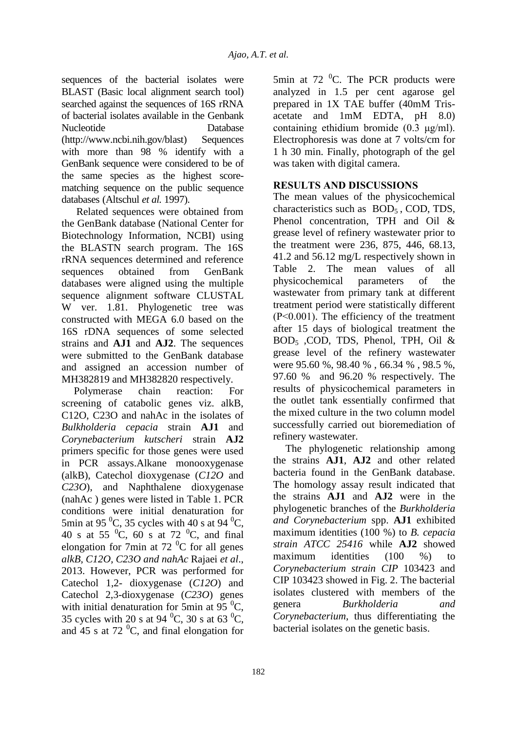sequences of the bacterial isolates were BLAST (Basic local alignment search tool) searched against the sequences of 16S rRNA of bacterial isolates available in the Genbank Nucleotide Database (http://www.ncbi.nih.gov/blast) Sequences with more than 98 % identify with a GenBank sequence were considered to be of the same species as the highest score-matching sequence on the public sequence databases (Altschul *et al.* 1997).

Related sequences were obtained from the GenBank database (National Center for Biotechnology Information, NCBI) using the BLASTN search program. The 16S rRNA sequences determined and reference sequences obtained from GenBank databases were aligned using the multiple sequence alignment software CLUSTAL W ver. 1.81. Phylogenetic tree was constructed with MEGA 6.0 based on the 16S rDNA sequences of some selected strains and **AJ1** and **AJ2**. The sequences were submitted to the GenBank database and assigned an accession number of MH382819 and MH382820 respectively.

Polymerase chain reaction: For screening of catabolic genes viz. alkB, C12O, C23O and nahAc in the isolates of *Bulkholderia cepacia* strain **AJ1** and *Corynebacterium kutscheri* strain **AJ2** primers specific for those genes were used in PCR assays.Alkane monooxygenase (alkB), Catechol dioxygenase (*C12O* and *C23O*), and Naphthalene dioxygenase (nahAc ) genes were listed in Table 1. PCR conditions were initial denaturation for 5min at 95 $^0$C, 35 cycles with 40 s at 94 $^0$C, 40 s at 55 $^0$C, 60 s at 72 $^0$C, and final elongation for 7min at 72 $^0$C for all genes *alkB, C12O, C23O and nahAc* Rajaei *et al*., 2013. However, PCR was performed for Catechol 1,2- dioxygenase (*C12O*) and Catechol 2,3-dioxygenase (*C23O*) genes with initial denaturation for 5min at 95 $^0$C, 35 cycles with 20 s at 94 $^0$C, 30 s at 63 $^0$C, and 45 s at 72 $^0$C, and final elongation for 5min at 72 $^0$C. The PCR products were analyzed in 1.5 per cent agarose gel prepared in 1X TAE buffer (40mM Tris-acetate and 1mM EDTA, pH 8.0) containing ethidium bromide (0.3 μg/ml). Electrophoresis was done at 7 volts/cm for 1 h 30 min. Finally, photograph of the gel was taken with digital camera.

## RESULTS AND DISCUSSIONS

The mean values of the physicochemical characteristics such as $BOD_5$ , COD, TDS, Phenol concentration, TPH and Oil & grease level of refinery wastewater prior to the treatment were 236, 875, 446, 68.13, 41.2 and 56.12 mg/L respectively shown in Table 2. The mean values of all physicochemical parameters of the wastewater from primary tank at different treatment period were statistically different ($P<0.001$). The efficiency of the treatment after 15 days of biological treatment the $BOD_5$ ,COD, TDS, Phenol, TPH, Oil & grease level of the refinery wastewater were 95.60 %, 98.40 % , 66.34 % , 98.5 %, 97.60 % and 96.20 % respectively. The results of physicochemical parameters in the outlet tank essentially confirmed that the mixed culture in the two column model successfully carried out bioremediation of refinery wastewater.

The phylogenetic relationship among the strains **AJ1**, **AJ2** and other related bacteria found in the GenBank database. The homology assay result indicated that the strains **AJ1** and **AJ2** were in the phylogenetic branches of the *Burkholderia and Corynebacterium* spp. **AJ1** exhibited maximum identities (100 %) to *B. cepacia strain ATCC 25416* while **AJ2** showed maximum identities (100 %) to *Corynebacterium strain CIP* 103423 and CIP 103423 showed in Fig. 2. The bacterial isolates clustered with members of the genera *Burkholderia and Corynebacterium*, thus differentiating the bacterial isolates on the genetic basis.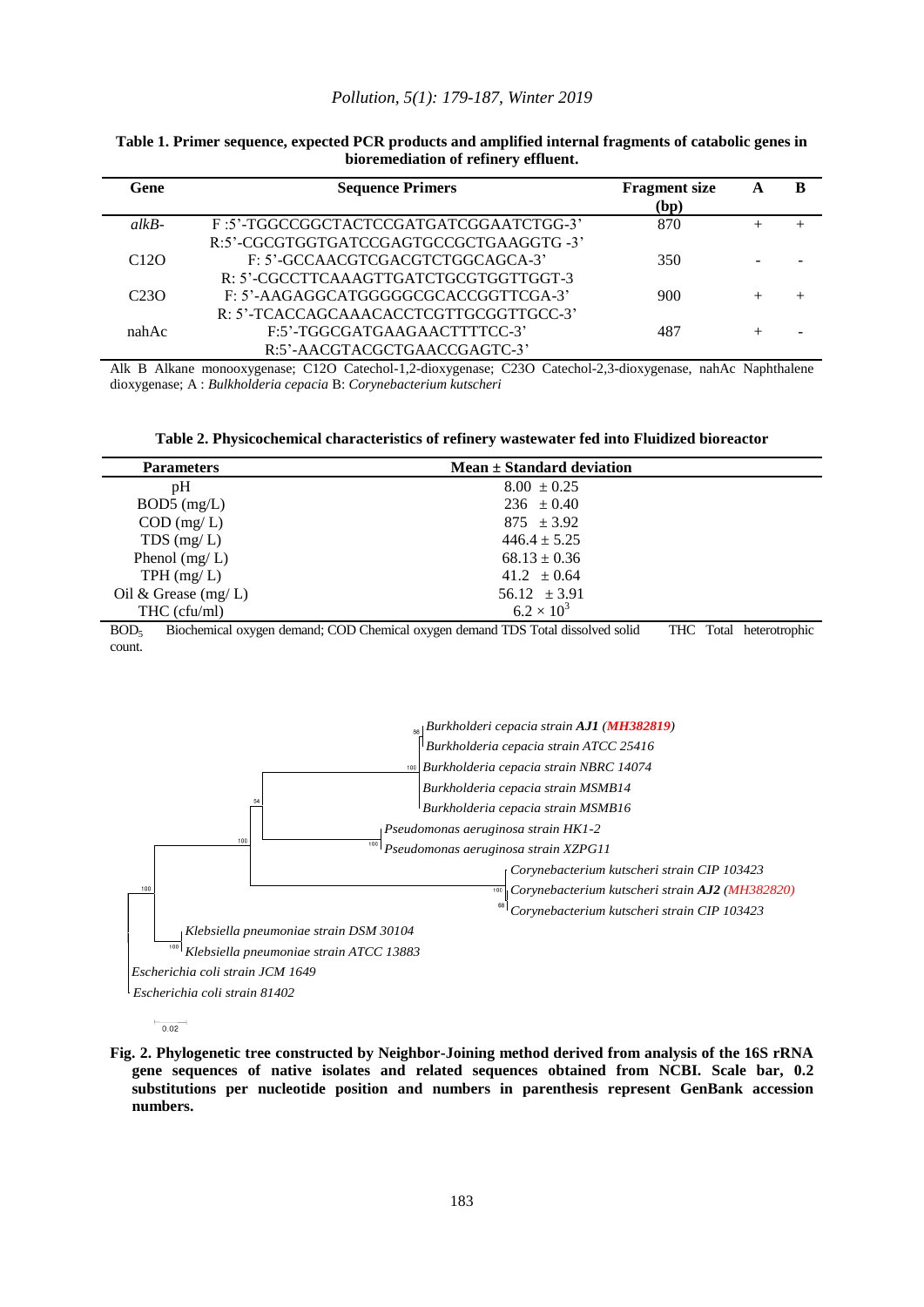**Table 1. Primer sequence, expected PCR products and amplified internal fragments of catabolic genes in bioremediation of refinery effluent.**

| Gene | Sequence Primers | Fragment size (bp) | A | B |
|---|---|---|---|---|
| *alkB-* | F :5'-TGGCCGGCTACTCCGATGATCGGAATCTGG-3'<br>R:5'-CGCGTGGTGATCCGAGTGCCGCTGAAGGTG -3' | 870 | + | + |
| C12O | F: 5'-GCCAACGTCGACGTCTGGCAGCA-3'<br>R: 5'-CGCCTTCAAAGTTGATCTGCGTGGTTGGT-3 | 350 | - | - |
| C23O | F: 5'-AAGAGGCATGGGGGCGCACCGGTTCGA-3'<br>R: 5'-TCACCAGCAAACACCTCGTTGCGGTTGCC-3' | 900 | + | + |
| nahAc | F:5'-TGGCGATGAAGAACTTTTCC-3'<br>R:5'-AACGTACGCTGAACCGAGTC-3' | 487 | + | - |

Alk B Alkane monooxygenase; C12O Catechol-1,2-dioxygenase; C23O Catechol-2,3-dioxygenase, nahAc Naphthalene dioxygenase; A : *Bulkholderia cepacia* B: *Corynebacterium kutscheri*

**Table 2. Physicochemical characteristics of refinery wastewater fed into Fluidized bioreactor**

| Parameters | Mean ± Standard deviation |
|---|---|
| pH | 8.00 ± 0.25 |
| BOD5 (mg/L) | 236 ± 0.40 |
| COD (mg/ L) | 875 ± 3.92 |
| TDS (mg/ L) | 446.4 ± 5.25 |
| Phenol (mg/ L) | 68.13 ± 0.36 |
| TPH (mg/ L) | 41.2 ± 0.64 |
| Oil & Grease (mg/ L) | 56.12 ± 3.91 |
| THC (cfu/ml) | $6.2 \times 10^3$ |

$BOD_5$ Biochemical oxygen demand; COD Chemical oxygen demand TDS Total dissolved solid THC Total heterotrophic count.

**Fig. 2. Phylogenetic tree constructed by Neighbor-Joining method derived from analysis of the 16S rRNA gene sequences of native isolates and related sequences obtained from NCBI. Scale bar, 0.2 substitutions per nucleotide position and numbers in parenthesis represent GenBank accession numbers.**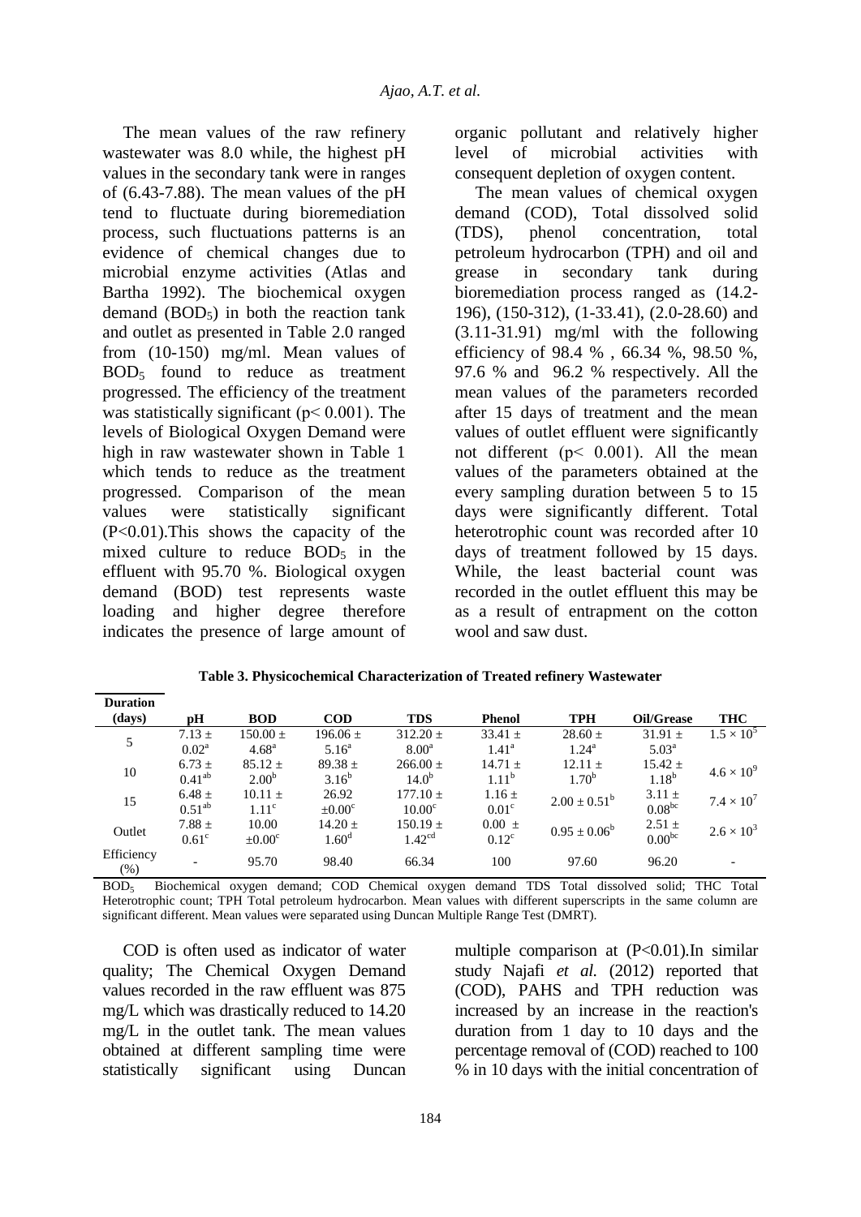The mean values of the raw refinery wastewater was 8.0 while, the highest pH values in the secondary tank were in ranges of (6.43-7.88). The mean values of the pH tend to fluctuate during bioremediation process, such fluctuations patterns is an evidence of chemical changes due to microbial enzyme activities (Atlas and Bartha 1992). The biochemical oxygen demand ($BOD_5$) in both the reaction tank and outlet as presented in Table 2.0 ranged from (10-150) mg/ml. Mean values of $BOD_5$ found to reduce as treatment progressed. The efficiency of the treatment was statistically significant ($p< 0.001$). The levels of Biological Oxygen Demand were high in raw wastewater shown in Table 1 which tends to reduce as the treatment progressed. Comparison of the mean values were statistically significant ($P<0.01$).This shows the capacity of the mixed culture to reduce $BOD_5$ in the effluent with 95.70 %. Biological oxygen demand (BOD) test represents waste loading and higher degree therefore indicates the presence of large amount of organic pollutant and relatively higher level of microbial activities with consequent depletion of oxygen content.

The mean values of chemical oxygen demand (COD), Total dissolved solid (TDS), phenol concentration, total petroleum hydrocarbon (TPH) and oil and grease in secondary tank during bioremediation process ranged as (14.2-196), (150-312), (1-33.41), (2.0-28.60) and (3.11-31.91) mg/ml with the following efficiency of 98.4 % , 66.34 %, 98.50 %, 97.6 % and 96.2 % respectively. All the mean values of the parameters recorded after 15 days of treatment and the mean values of outlet effluent were significantly not different ($p< 0.001$). All the mean values of the parameters obtained at the every sampling duration between 5 to 15 days were significantly different. Total heterotrophic count was recorded after 10 days of treatment followed by 15 days. While, the least bacterial count was recorded in the outlet effluent this may be as a result of entrapment on the cotton wool and saw dust.

**Table 3. Physicochemical Characterization of Treated refinery Wastewater**

| Duration (days) | pH | BOD | COD | TDS | Phenol | TPH | Oil/Grease | THC |
|---|---|---|---|---|---|---|---|---|
| 5 | 7.13 ± 0.02[a] | 150.00 ± 4.68[a] | 196.06 ± 5.16[a] | 312.20 ± 8.00[a] | 33.41 ± 1.41[a] | 28.60 ± 1.24[a] | 31.91 ± 5.03[a] | $1.5 \times 10^5$ |
| 10 | 6.73 ± 0.41[ab] | 85.12 ± 2.00[b] | 89.38 ± 3.16[b] | 266.00 ± 14.0[b] | 14.71 ± 1.11[b] | 12.11 ± 1.70[b] | 15.42 ± 1.18[b] | $4.6 \times 10^9$ |
| 15 | 6.48 ± 0.51[ab] | 10.11 ± 1.11[c] | 26.92 ±0.00[c] | 177.10 ± 10.00[c] | 1.16 ± 0.01[c] | 2.00 ± 0.51[b] | 3.11 ± 0.08[bc] | $7.4 \times 10^7$ |
| Outlet | 7.88 ± 0.61[c] | 10.00 ±0.00[c] | 14.20 ± 1.60[d] | 150.19 ± 1.42[cd] | 0.00 ± 0.12[c] | 0.95 ± 0.06[b] | 2.51 ± 0.00[bc] | $2.6 \times 10^3$ |
| Efficiency (%) | - | 95.70 | 98.40 | 66.34 | 100 | 97.60 | 96.20 | - |

$BOD_5$ Biochemical oxygen demand; COD Chemical oxygen demand TDS Total dissolved solid; THC Total Heterotrophic count; TPH Total petroleum hydrocarbon. Mean values with different superscripts in the same column are significant different. Mean values were separated using Duncan Multiple Range Test (DMRT).

COD is often used as indicator of water quality; The Chemical Oxygen Demand values recorded in the raw effluent was 875 mg/L which was drastically reduced to 14.20 mg/L in the outlet tank. The mean values obtained at different sampling time were statistically significant using Duncan multiple comparison at ($P<0.01$).In similar study Najafi *et al.* (2012) reported that (COD), PAHS and TPH reduction was increased by an increase in the reaction's duration from 1 day to 10 days and the percentage removal of (COD) reached to 100 % in 10 days with the initial concentration of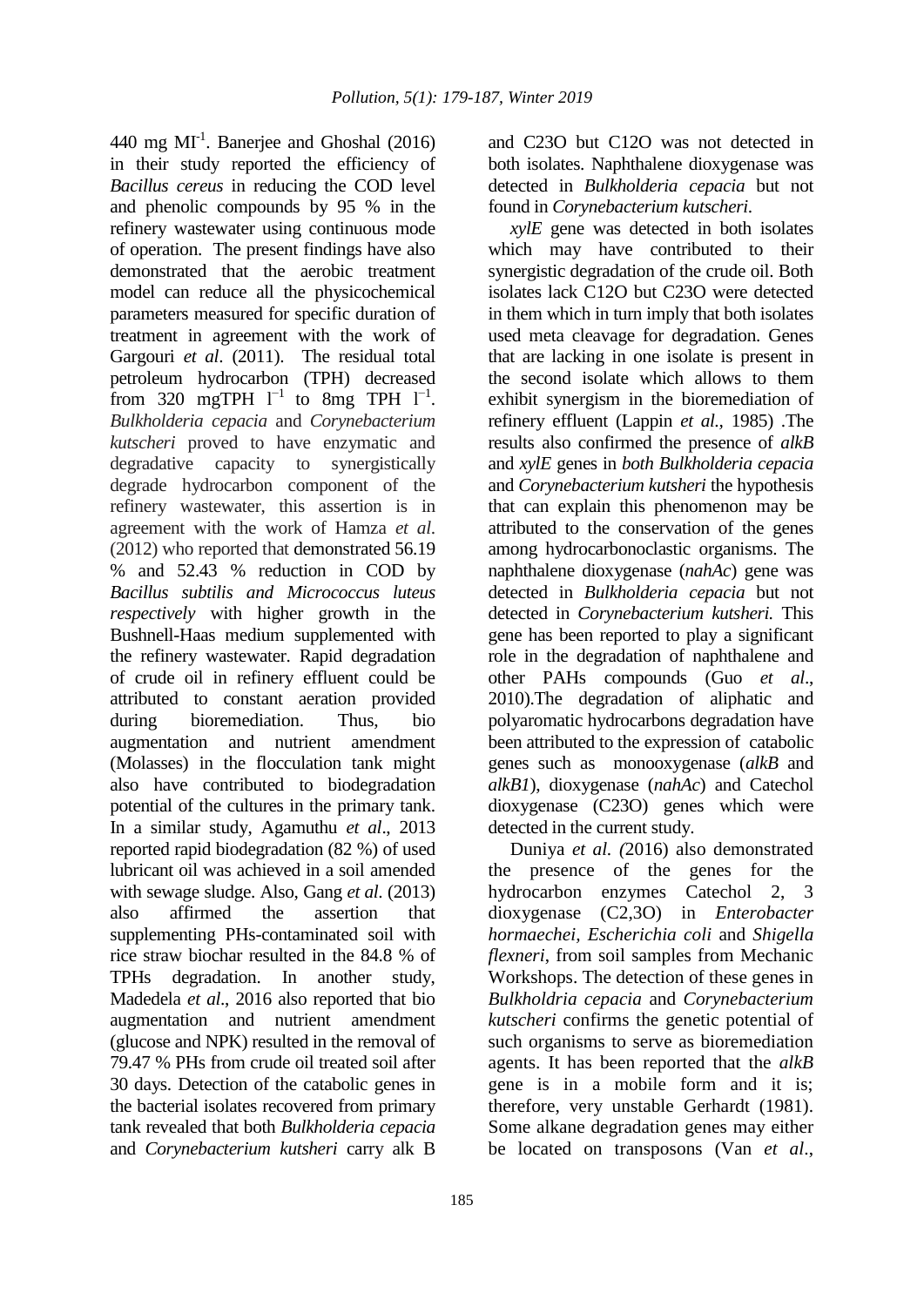440 mg Ml$^{-1}$. Banerjee and Ghoshal (2016) in their study reported the efficiency of *Bacillus cereus* in reducing the COD level and phenolic compounds by 95 % in the refinery wastewater using continuous mode of operation. The present findings have also demonstrated that the aerobic treatment model can reduce all the physicochemical parameters measured for specific duration of treatment in agreement with the work of Gargouri *et al*. (2011). The residual total petroleum hydrocarbon (TPH) decreased from 320 mgTPH l$^{-1}$ to 8mg TPH l$^{-1}$. *Bulkholderia cepacia* and *Corynebacterium kutscheri* proved to have enzymatic and degradative capacity to synergistically degrade hydrocarbon component of the refinery wastewater, this assertion is in agreement with the work of Hamza *et al*. (2012) who reported that demonstrated 56.19 % and 52.43 % reduction in COD by *Bacillus subtilis and Micrococcus luteus respectively* with higher growth in the Bushnell-Haas medium supplemented with the refinery wastewater. Rapid degradation of crude oil in refinery effluent could be attributed to constant aeration provided during bioremediation. Thus, bio augmentation and nutrient amendment (Molasses) in the flocculation tank might also have contributed to biodegradation potential of the cultures in the primary tank. In a similar study, Agamuthu *et al*., 2013 reported rapid biodegradation (82 %) of used lubricant oil was achieved in a soil amended with sewage sludge. Also, Gang *et al*. (2013) also affirmed the assertion that supplementing PHs-contaminated soil with rice straw biochar resulted in the 84.8 % of TPHs degradation. In another study, Madedela *et al*., 2016 also reported that bio augmentation and nutrient amendment (glucose and NPK) resulted in the removal of 79.47 % PHs from crude oil treated soil after 30 days. Detection of the catabolic genes in the bacterial isolates recovered from primary tank revealed that both *Bulkholderia cepacia* and *Corynebacterium kutsheri* carry alk B and C23O but C12O was not detected in both isolates. Naphthalene dioxygenase was detected in *Bulkholderia cepacia* but not found in *Corynebacterium kutscheri*.

*xylE* gene was detected in both isolates which may have contributed to their synergistic degradation of the crude oil. Both isolates lack C12O but C23O were detected in them which in turn imply that both isolates used meta cleavage for degradation. Genes that are lacking in one isolate is present in the second isolate which allows to them exhibit synergism in the bioremediation of refinery effluent (Lappin *et al.,* 1985) .The results also confirmed the presence of *alkB* and *xylE* genes in *both Bulkholderia cepacia* and *Corynebacterium kutsheri* the hypothesis that can explain this phenomenon may be attributed to the conservation of the genes among hydrocarbonoclastic organisms. The naphthalene dioxygenase (*nahAc*) gene was detected in *Bulkholderia cepacia* but not detected in *Corynebacterium kutsheri.* This gene has been reported to play a significant role in the degradation of naphthalene and other PAHs compounds (Guo *et al*., 2010).The degradation of aliphatic and polyaromatic hydrocarbons degradation have been attributed to the expression of catabolic genes such as monooxygenase (*alkB* and *alkB1*), dioxygenase (*nahAc*) and Catechol dioxygenase (C23O) genes which were detected in the current study.

Duniya *et al. (*2016) also demonstrated the presence of the genes for the hydrocarbon enzymes Catechol 2, 3 dioxygenase (C2,3O) in *Enterobacter hormaechei*, *Escherichia coli* and *Shigella flexneri*, from soil samples from Mechanic Workshops. The detection of these genes in *Bulkholdria cepacia* and *Corynebacterium kutscheri* confirms the genetic potential of such organisms to serve as bioremediation agents. It has been reported that the *alkB* gene is in a mobile form and it is; therefore, very unstable Gerhardt (1981). Some alkane degradation genes may either be located on transposons (Van *et al*.,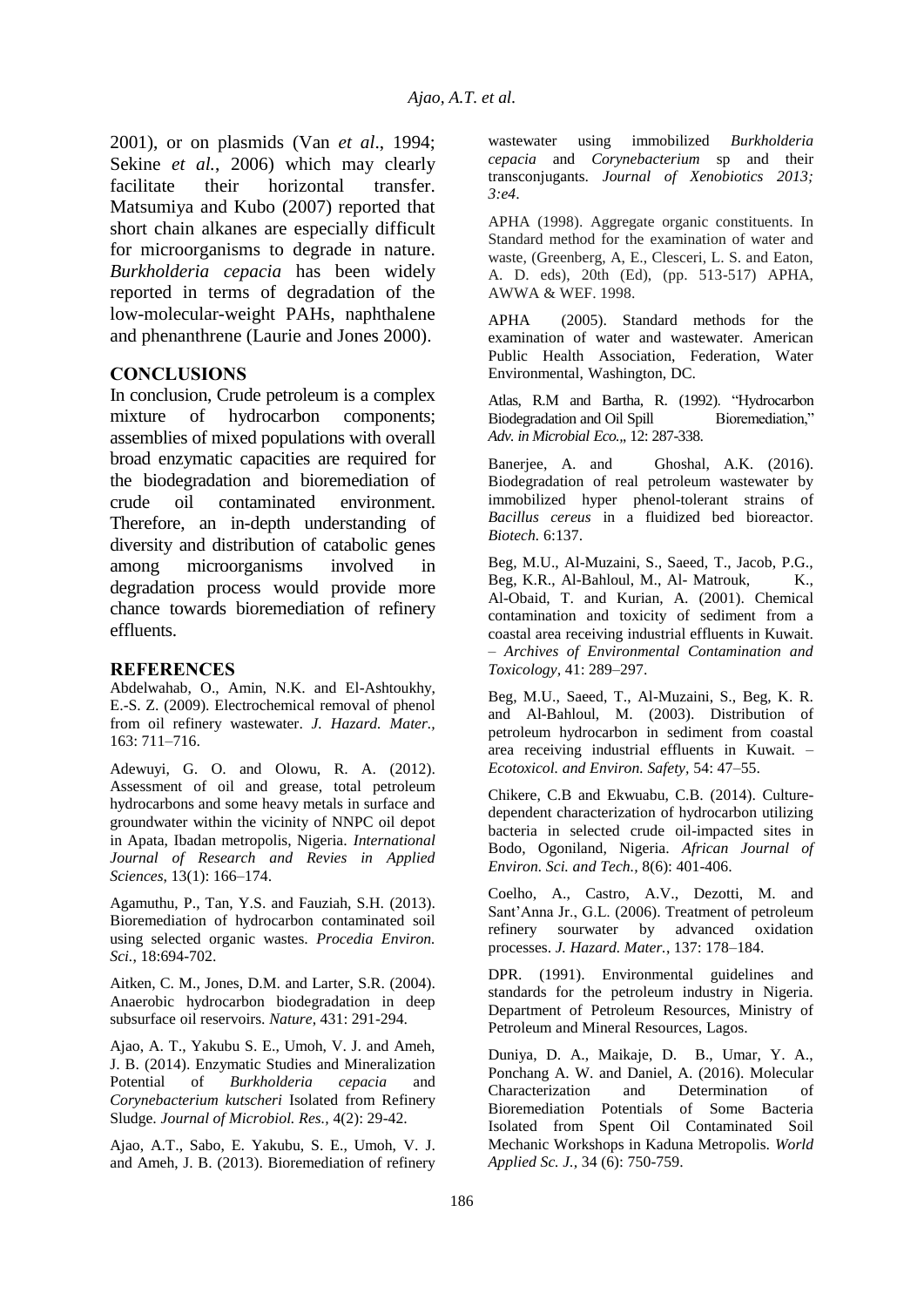2001), or on plasmids (Van *et al*., 1994; Sekine *et al.*, 2006) which may clearly facilitate their horizontal transfer. Matsumiya and Kubo (2007) reported that short chain alkanes are especially difficult for microorganisms to degrade in nature. *Burkholderia cepacia* has been widely reported in terms of degradation of the low-molecular-weight PAHs, naphthalene and phenanthrene (Laurie and Jones 2000).

## CONCLUSIONS

In conclusion, Crude petroleum is a complex mixture of hydrocarbon components; assemblies of mixed populations with overall broad enzymatic capacities are required for the biodegradation and bioremediation of crude oil contaminated environment. Therefore, an in-depth understanding of diversity and distribution of catabolic genes among microorganisms involved in degradation process would provide more chance towards bioremediation of refinery effluents.

## REFERENCES

Abdelwahab, O., Amin, N.K. and El-Ashtoukhy, E.-S. Z. (2009). Electrochemical removal of phenol from oil refinery wastewater. *J. Hazard. Mater.,* 163: 711–716.

Adewuyi, G. O. and Olowu, R. A. (2012). Assessment of oil and grease, total petroleum hydrocarbons and some heavy metals in surface and groundwater within the vicinity of NNPC oil depot in Apata, Ibadan metropolis, Nigeria. *International Journal of Research and Revies in Applied Sciences*, 13(1): 166–174.

Agamuthu, P., Tan, Y.S. and Fauziah, S.H. (2013). Bioremediation of hydrocarbon contaminated soil using selected organic wastes. *Procedia Environ. Sci.*, 18:694-702.

Aitken, C. M., Jones, D.M. and Larter, S.R. (2004). Anaerobic hydrocarbon biodegradation in deep subsurface oil reservoirs. *Nature*, 431: 291-294.

Ajao, A. T., Yakubu S. E., Umoh, V. J. and Ameh, J. B. (2014). Enzymatic Studies and Mineralization Potential of *Burkholderia cepacia* and *Corynebacterium kutscheri* Isolated from Refinery Sludge. *Journal of Microbiol. Res.,* 4(2): 29-42.

Ajao, A.T., Sabo, E. Yakubu, S. E., Umoh, V. J. and Ameh, J. B. (2013). Bioremediation of refinery wastewater using immobilized *Burkholderia cepacia* and *Corynebacterium* sp and their transconjugants. *Journal of Xenobiotics 2013; 3:e4*.

APHA (1998). Aggregate organic constituents. In Standard method for the examination of water and waste, (Greenberg, A, E., Clesceri, L. S. and Eaton, A. D. eds), 20th (Ed), (pp. 513-517) APHA, AWWA & WEF. 1998.

APHA (2005). Standard methods for the examination of water and wastewater. American Public Health Association, Federation, Water Environmental, Washington, DC.

Atlas, R.M and Bartha, R. (1992). "Hydrocarbon Biodegradation and Oil Spill Bioremediation," *Adv. in Microbial Eco.,*, 12: 287-338.

Banerjee, A. and Ghoshal, A.K. (2016). Biodegradation of real petroleum wastewater by immobilized hyper phenol-tolerant strains of *Bacillus cereus* in a fluidized bed bioreactor. *Biotech.* 6:137.

Beg, M.U., Al-Muzaini, S., Saeed, T., Jacob, P.G., Beg, K.R., Al-Bahloul, M., Al- Matrouk, K., Al-Obaid, T. and Kurian, A. (2001). Chemical contamination and toxicity of sediment from a coastal area receiving industrial effluents in Kuwait. – *Archives of Environmental Contamination and Toxicology*, 41: 289–297.

Beg, M.U., Saeed, T., Al-Muzaini, S., Beg, K. R. and Al-Bahloul, M. (2003). Distribution of petroleum hydrocarbon in sediment from coastal area receiving industrial effluents in Kuwait. – *Ecotoxicol. and Environ. Safety*, 54: 47–55.

Chikere, C.B and Ekwuabu, C.B. (2014). Culture-dependent characterization of hydrocarbon utilizing bacteria in selected crude oil-impacted sites in Bodo, Ogoniland, Nigeria. *African Journal of Environ. Sci. and Tech.,* 8(6): 401-406.

Coelho, A., Castro, A.V., Dezotti, M. and Sant'Anna Jr., G.L. (2006). Treatment of petroleum refinery sourwater by advanced oxidation processes. *J. Hazard. Mater.*, 137: 178–184.

DPR. (1991). Environmental guidelines and standards for the petroleum industry in Nigeria. Department of Petroleum Resources, Ministry of Petroleum and Mineral Resources, Lagos.

Duniya, D. A., Maikaje, D. B., Umar, Y. A., Ponchang A. W. and Daniel, A. (2016). Molecular Characterization and Determination of Bioremediation Potentials of Some Bacteria Isolated from Spent Oil Contaminated Soil Mechanic Workshops in Kaduna Metropolis. *World Applied Sc. J.,* 34 (6): 750-759.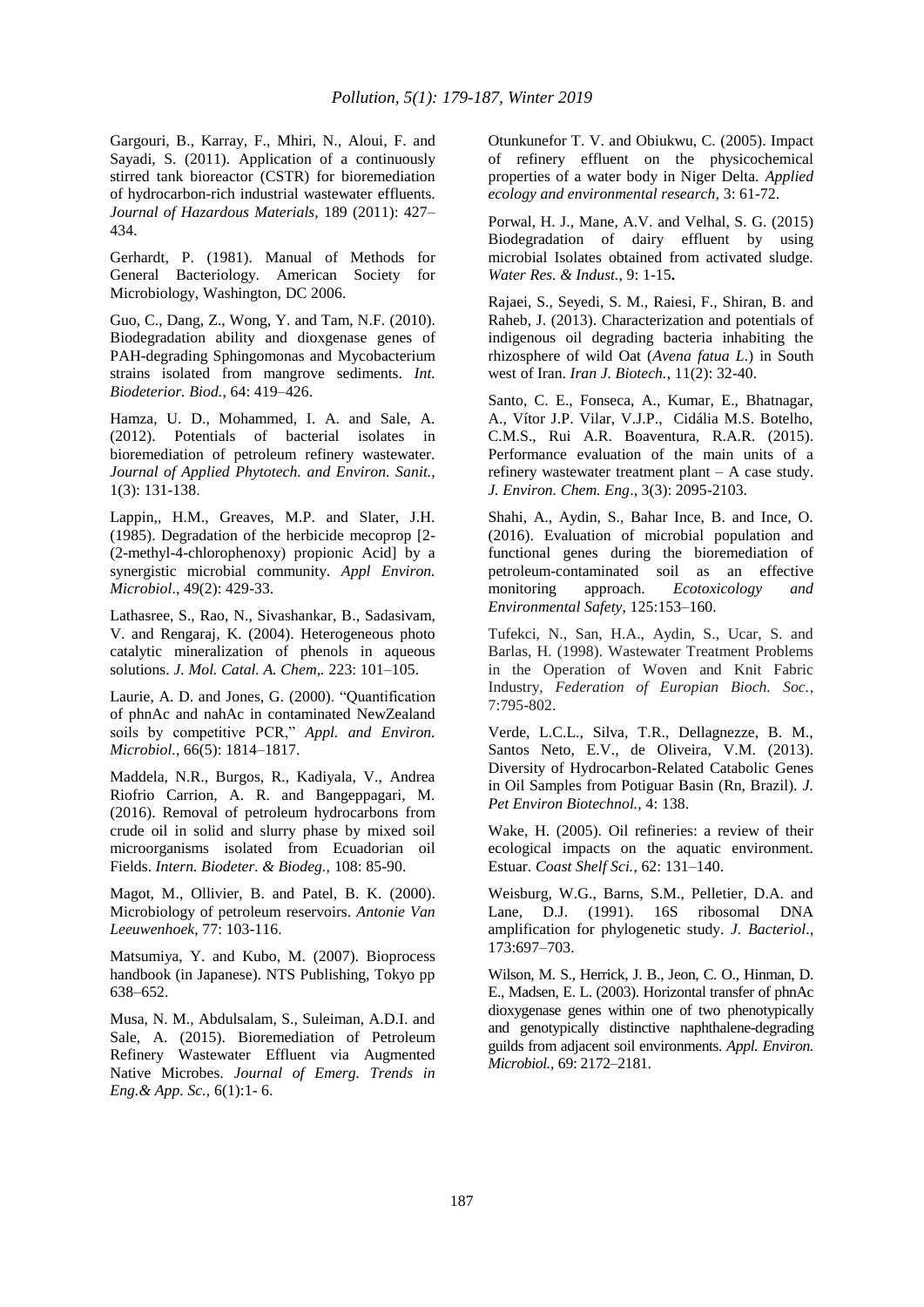Gargouri, B., Karray, F., Mhiri, N., Aloui, F. and Sayadi, S. (2011). Application of a continuously stirred tank bioreactor (CSTR) for bioremediation of hydrocarbon-rich industrial wastewater effluents. *Journal of Hazardous Materials,* 189 (2011): 427–434.

Gerhardt, P. (1981). Manual of Methods for General Bacteriology. American Society for Microbiology, Washington, DC 2006.

Guo, C., Dang, Z., Wong, Y. and Tam, N.F. (2010). Biodegradation ability and dioxgenase genes of PAH-degrading Sphingomonas and Mycobacterium strains isolated from mangrove sediments. *Int. Biodeterior. Biod.*, 64: 419–426.

Hamza, U. D., Mohammed, I. A. and Sale, A. (2012). Potentials of bacterial isolates in bioremediation of petroleum refinery wastewater. *Journal of Applied Phytotech. and Environ. Sanit.,* 1(3): 131-138.

Lappin,, H.M., Greaves, M.P. and Slater, J.H. (1985). Degradation of the herbicide mecoprop [2-(2-methyl-4-chlorophenoxy) propionic Acid] by a synergistic microbial community. *Appl Environ. Microbiol*., 49(2): 429-33.

Lathasree, S., Rao, N., Sivashankar, B., Sadasivam, V. and Rengaraj, K. (2004). Heterogeneous photo catalytic mineralization of phenols in aqueous solutions. *J. Mol. Catal. A. Chem,.* 223: 101–105.

Laurie, A. D. and Jones, G. (2000). "Quantification of phnAc and nahAc in contaminated NewZealand soils by competitive PCR," *Appl. and Environ. Microbiol.*, 66(5): 1814–1817.

Maddela, N.R., Burgos, R., Kadiyala, V., Andrea Riofrio Carrion, A. R. and Bangeppagari, M. (2016). Removal of petroleum hydrocarbons from crude oil in solid and slurry phase by mixed soil microorganisms isolated from Ecuadorian oil Fields. *Intern. Biodeter. & Biodeg.,* 108: 85-90.

Magot, M., Ollivier, B. and Patel, B. K. (2000). Microbiology of petroleum reservoirs. *Antonie Van Leeuwenhoek*, 77: 103-116.

Matsumiya, Y. and Kubo, M. (2007). Bioprocess handbook (in Japanese). NTS Publishing, Tokyo pp 638–652.

Musa, N. M., Abdulsalam, S., Suleiman, A.D.I. and Sale, A. (2015). Bioremediation of Petroleum Refinery Wastewater Effluent via Augmented Native Microbes. *Journal of Emerg. Trends in Eng.& App. Sc.,* 6(1):1- 6.

Otunkunefor T. V. and Obiukwu, C. (2005). Impact of refinery effluent on the physicochemical properties of a water body in Niger Delta. *Applied ecology and environmental research,* 3: 61-72.

Porwal, H. J., Mane, A.V. and Velhal, S. G. (2015) Biodegradation of dairy effluent by using microbial Isolates obtained from activated sludge. *Water Res. & Indust.*, 9: 1-15**.**

Rajaei, S., Seyedi, S. M., Raiesi, F., Shiran, B. and Raheb, J. (2013). Characterization and potentials of indigenous oil degrading bacteria inhabiting the rhizosphere of wild Oat (*Avena fatua L*.) in South west of Iran. *Iran J. Biotech.*, 11(2): 32-40.

Santo, C. E., Fonseca, A., Kumar, E., Bhatnagar, A., Vítor J.P. Vilar, V.J.P., Cidália M.S. Botelho, C.M.S., Rui A.R. Boaventura, R.A.R. (2015). Performance evaluation of the main units of a refinery wastewater treatment plant – A case study. *J. Environ. Chem. Eng*., 3(3): 2095-2103.

Shahi, A., Aydin, S., Bahar Ince, B. and Ince, O. (2016). Evaluation of microbial population and functional genes during the bioremediation of petroleum-contaminated soil as an effective monitoring approach. *Ecotoxicology and Environmental Safety*, 125:153–160.

Tufekci, N., San, H.A., Aydin, S., Ucar, S. and Barlas, H. (1998). Wastewater Treatment Problems in the Operation of Woven and Knit Fabric Industry, *Federation of Europian Bioch. Soc.*, 7:795-802.

Verde, L.C.L., Silva, T.R., Dellagnezze, B. M., Santos Neto, E.V., de Oliveira, V.M. (2013). Diversity of Hydrocarbon-Related Catabolic Genes in Oil Samples from Potiguar Basin (Rn, Brazil). *J. Pet Environ Biotechnol.,* 4: 138.

Wake, H. (2005). Oil refineries: a review of their ecological impacts on the aquatic environment. Estuar. *Coast Shelf Sci.*, 62: 131–140.

Weisburg, W.G., Barns, S.M., Pelletier, D.A. and Lane, D.J. (1991). 16S ribosomal DNA amplification for phylogenetic study. *J. Bacteriol*., 173:697–703.

Wilson, M. S., Herrick, J. B., Jeon, C. O., Hinman, D. E., Madsen, E. L. (2003). Horizontal transfer of phnAc dioxygenase genes within one of two phenotypically and genotypically distinctive naphthalene-degrading guilds from adjacent soil environments. *Appl. Environ. Microbiol.*, 69: 2172–2181.